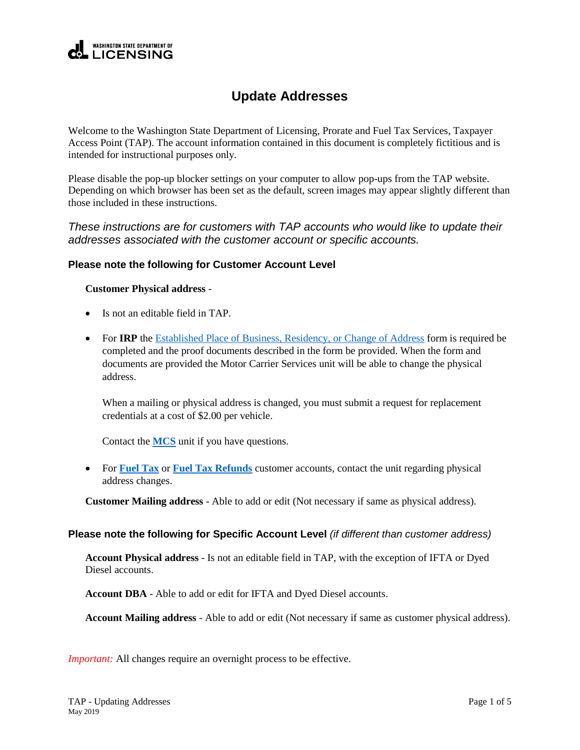# Update Addresses

Welcome to the Washington State Department of Licensing, Prorate and Fuel Tax Services, Taxpayer Access Point (TAP). The account information contained in this document is completely fictitious and is intended for instructional purposes only.

Please disable the pop-up blocker settings on your computer to allow pop-ups from the TAP website. Depending on which browser has been set as the default, screen images may appear slightly different than those included in these instructions.

*These instructions are for customers with TAP accounts who would like to update their addresses associated with the customer account or specific accounts.*

### Please note the following for Customer Account Level

**Customer Physical address** -

- Is not an editable field in TAP.
- For **IRP** the Established Place of Business, Residency, or Change of Address form is required be completed and the proof documents described in the form be provided. When the form and documents are provided the Motor Carrier Services unit will be able to change the physical address.

  When a mailing or physical address is changed, you must submit a request for replacement credentials at a cost of $2.00 per vehicle.

  Contact the **MCS** unit if you have questions.

- For **Fuel Tax** or **Fuel Tax Refunds** customer accounts, contact the unit regarding physical address changes.

**Customer Mailing address** - Able to add or edit (Not necessary if same as physical address).

### Please note the following for Specific Account Level *(if different than customer address)*

**Account Physical address** - Is not an editable field in TAP, with the exception of IFTA or Dyed Diesel accounts.

**Account DBA** - Able to add or edit for IFTA and Dyed Diesel accounts.

**Account Mailing address** - Able to add or edit (Not necessary if same as customer physical address).

*Important:* All changes require an overnight process to be effective.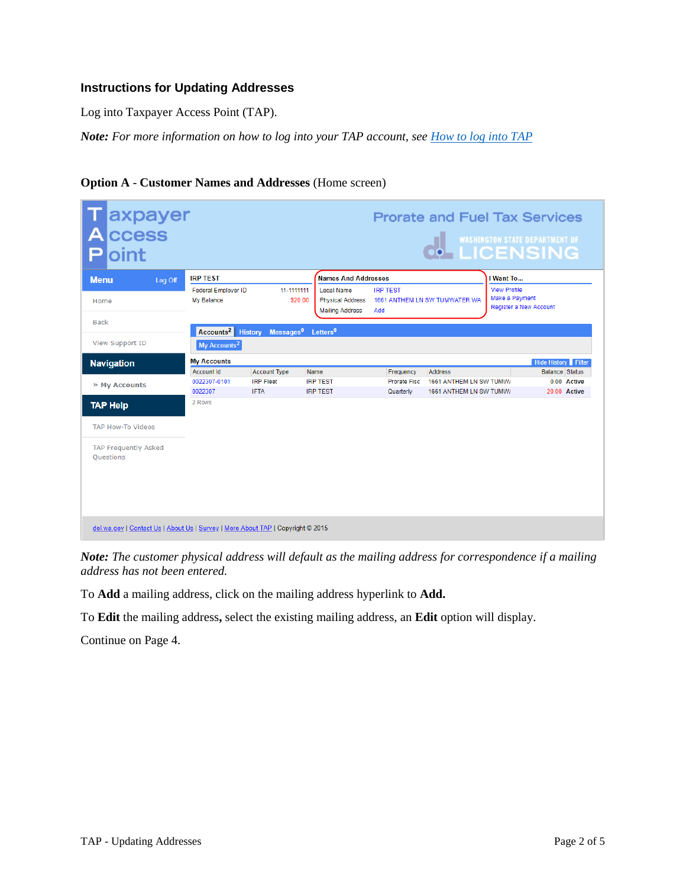### Instructions for Updating Addresses

Log into Taxpayer Access Point (TAP).

***Note:*** *For more information on how to log into your TAP account, see [How to log into TAP]*

**Option A - Customer Names and Addresses** (Home screen)

***Note:*** *The customer physical address will default as the mailing address for correspondence if a mailing address has not been entered.*

To **Add** a mailing address, click on the mailing address hyperlink to **Add.**

To **Edit** the mailing address**,** select the existing mailing address, an **Edit** option will display.

Continue on Page 4.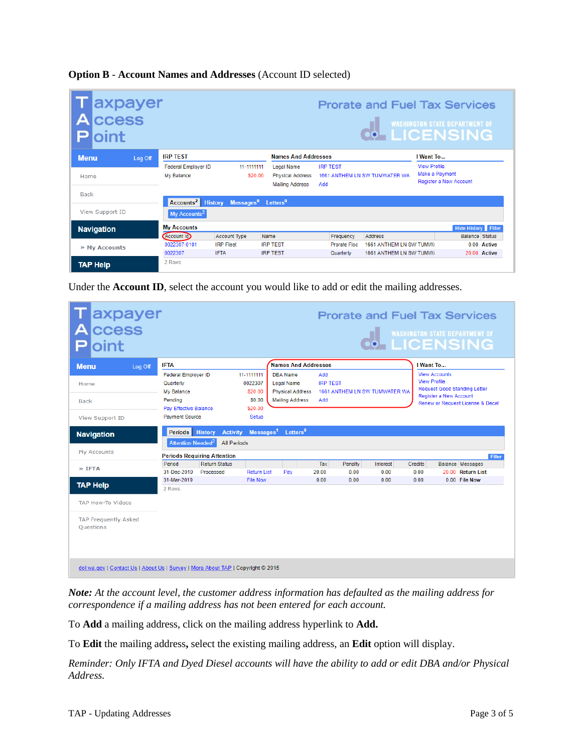**Option B** - **Account Names and Addresses** (Account ID selected)

Under the **Account ID**, select the account you would like to add or edit the mailing addresses.

***Note:*** *At the account level, the customer address information has defaulted as the mailing address for correspondence if a mailing address has not been entered for each account.*

To **Add** a mailing address, click on the mailing address hyperlink to **Add.**

To **Edit** the mailing address**,** select the existing mailing address, an **Edit** option will display.

*Reminder: Only IFTA and Dyed Diesel accounts will have the ability to add or edit DBA and/or Physical Address.*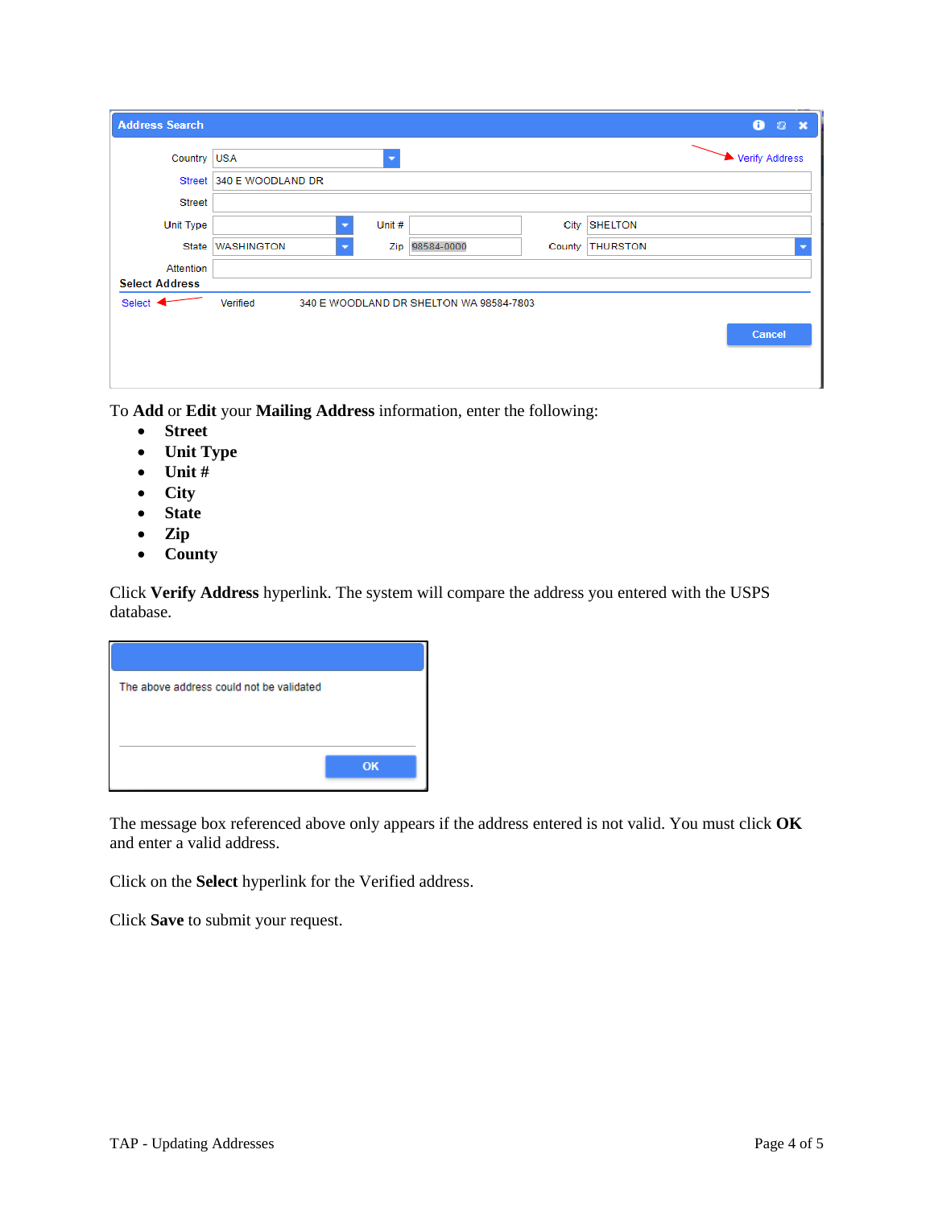To **Add** or **Edit** your **Mailing Address** information, enter the following:

- **Street**
- **Unit Type**
- **Unit #**
- **City**
- **State**
- **Zip**
- **County**

Click **Verify Address** hyperlink. The system will compare the address you entered with the USPS database.

The message box referenced above only appears if the address entered is not valid. You must click **OK** and enter a valid address.

Click on the **Select** hyperlink for the Verified address.

Click **Save** to submit your request.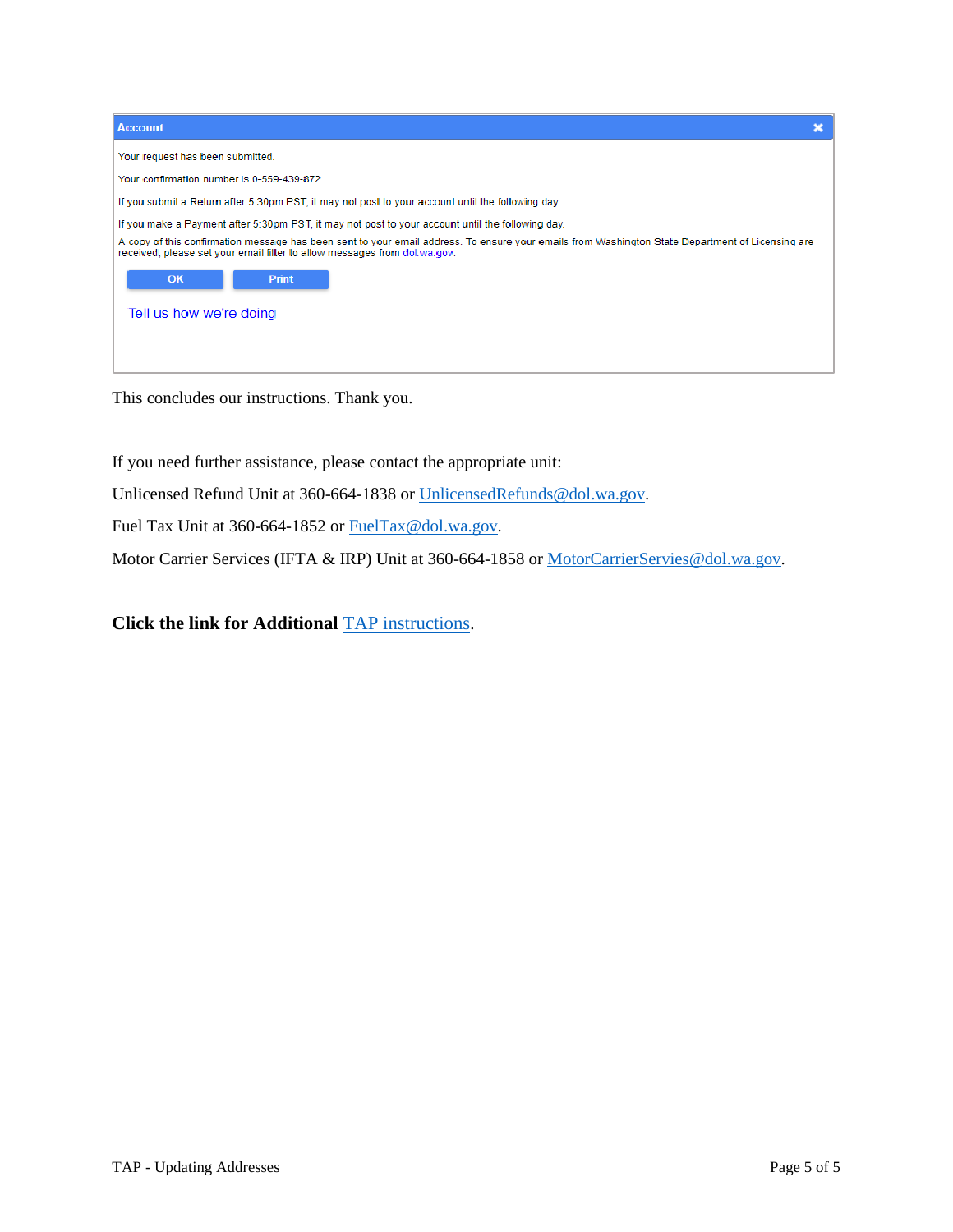**Account**

Your request has been submitted.

Your confirmation number is 0-559-439-872.

If you submit a Return after 5:30pm PST, it may not post to your account until the following day.

If you make a Payment after 5:30pm PST, it may not post to your account until the following day.

A copy of this confirmation message has been sent to your email address. To ensure your emails from Washington State Department of Licensing are received, please set your email filter to allow messages from dol.wa.gov.

OK    Print

Tell us how we're doing

This concludes our instructions. Thank you.

If you need further assistance, please contact the appropriate unit:

Unlicensed Refund Unit at 360-664-1838 or UnlicensedRefunds@dol.wa.gov.

Fuel Tax Unit at 360-664-1852 or FuelTax@dol.wa.gov.

Motor Carrier Services (IFTA & IRP) Unit at 360-664-1858 or MotorCarrierServies@dol.wa.gov.

**Click the link for Additional** TAP instructions.